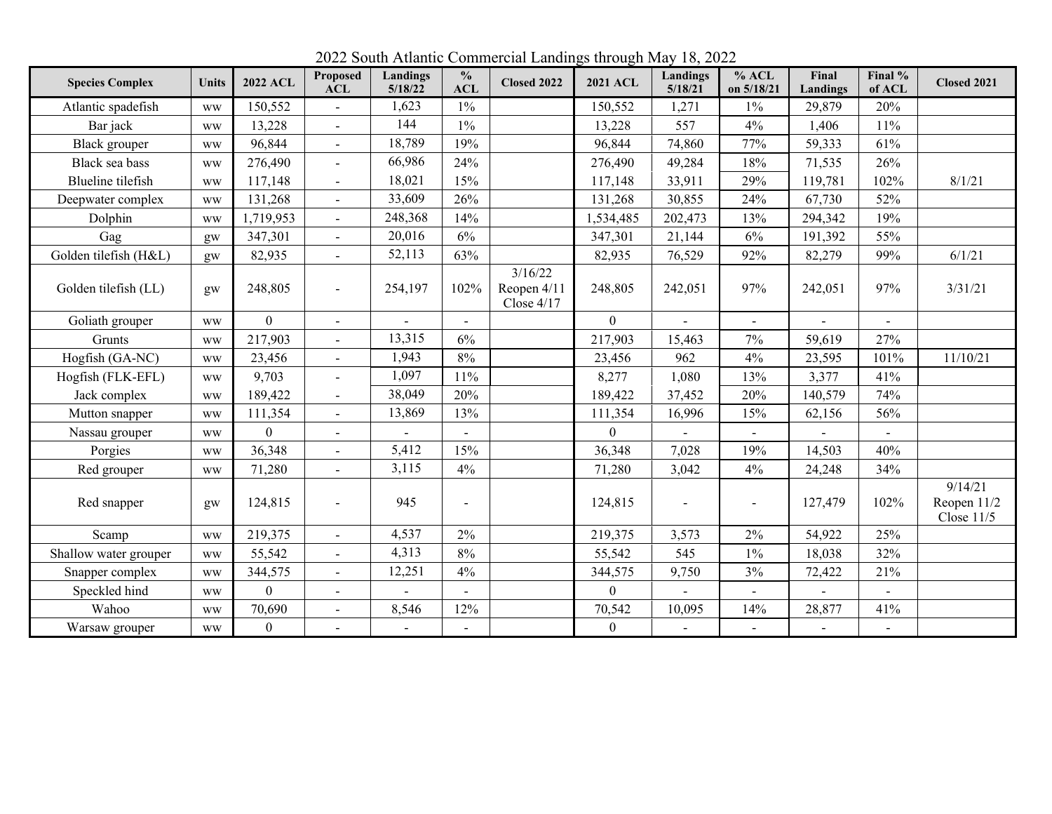# 2022 South Atlantic Commercial Landings through May 18, 2022

| Species Complex | Units | 2022 ACL | Proposed ACL | Landings 5/18/22 | % ACL | Closed 2022 | 2021 ACL | Landings 5/18/21 | % ACL on 5/18/21 | Final Landings | Final % of ACL | Closed 2021 |
|---|---|---|---|---|---|---|---|---|---|---|---|---|
| Atlantic spadefish | ww | 150,552 | - | 1,623 | 1% | | 150,552 | 1,271 | 1% | 29,879 | 20% | |
| Bar jack | ww | 13,228 | - | 144 | 1% | | 13,228 | 557 | 4% | 1,406 | 11% | |
| Black grouper | ww | 96,844 | - | 18,789 | 19% | | 96,844 | 74,860 | 77% | 59,333 | 61% | |
| Black sea bass | ww | 276,490 | - | 66,986 | 24% | | 276,490 | 49,284 | 18% | 71,535 | 26% | |
| Blueline tilefish | ww | 117,148 | - | 18,021 | 15% | | 117,148 | 33,911 | 29% | 119,781 | 102% | 8/1/21 |
| Deepwater complex | ww | 131,268 | - | 33,609 | 26% | | 131,268 | 30,855 | 24% | 67,730 | 52% | |
| Dolphin | ww | 1,719,953 | - | 248,368 | 14% | | 1,534,485 | 202,473 | 13% | 294,342 | 19% | |
| Gag | gw | 347,301 | - | 20,016 | 6% | | 347,301 | 21,144 | 6% | 191,392 | 55% | |
| Golden tilefish (H&L) | gw | 82,935 | - | 52,113 | 63% | | 82,935 | 76,529 | 92% | 82,279 | 99% | 6/1/21 |
| Golden tilefish (LL) | gw | 248,805 | - | 254,197 | 102% | 3/16/22 Reopen 4/11 Close 4/17 | 248,805 | 242,051 | 97% | 242,051 | 97% | 3/31/21 |
| Goliath grouper | ww | 0 | - | - | - | | 0 | - | - | - | - | |
| Grunts | ww | 217,903 | - | 13,315 | 6% | | 217,903 | 15,463 | 7% | 59,619 | 27% | |
| Hogfish (GA-NC) | ww | 23,456 | - | 1,943 | 8% | | 23,456 | 962 | 4% | 23,595 | 101% | 11/10/21 |
| Hogfish (FLK-EFL) | ww | 9,703 | - | 1,097 | 11% | | 8,277 | 1,080 | 13% | 3,377 | 41% | |
| Jack complex | ww | 189,422 | - | 38,049 | 20% | | 189,422 | 37,452 | 20% | 140,579 | 74% | |
| Mutton snapper | ww | 111,354 | - | 13,869 | 13% | | 111,354 | 16,996 | 15% | 62,156 | 56% | |
| Nassau grouper | ww | 0 | - | - | - | | 0 | - | - | - | - | |
| Porgies | ww | 36,348 | - | 5,412 | 15% | | 36,348 | 7,028 | 19% | 14,503 | 40% | |
| Red grouper | ww | 71,280 | - | 3,115 | 4% | | 71,280 | 3,042 | 4% | 24,248 | 34% | |
| Red snapper | gw | 124,815 | - | 945 | - | | 124,815 | - | - | 127,479 | 102% | 9/14/21 Reopen 11/2 Close 11/5 |
| Scamp | ww | 219,375 | - | 4,537 | 2% | | 219,375 | 3,573 | 2% | 54,922 | 25% | |
| Shallow water grouper | ww | 55,542 | - | 4,313 | 8% | | 55,542 | 545 | 1% | 18,038 | 32% | |
| Snapper complex | ww | 344,575 | - | 12,251 | 4% | | 344,575 | 9,750 | 3% | 72,422 | 21% | |
| Speckled hind | ww | 0 | - | - | - | | 0 | - | - | - | - | |
| Wahoo | ww | 70,690 | - | 8,546 | 12% | | 70,542 | 10,095 | 14% | 28,877 | 41% | |
| Warsaw grouper | ww | 0 | - | - | - | | 0 | - | - | - | - | |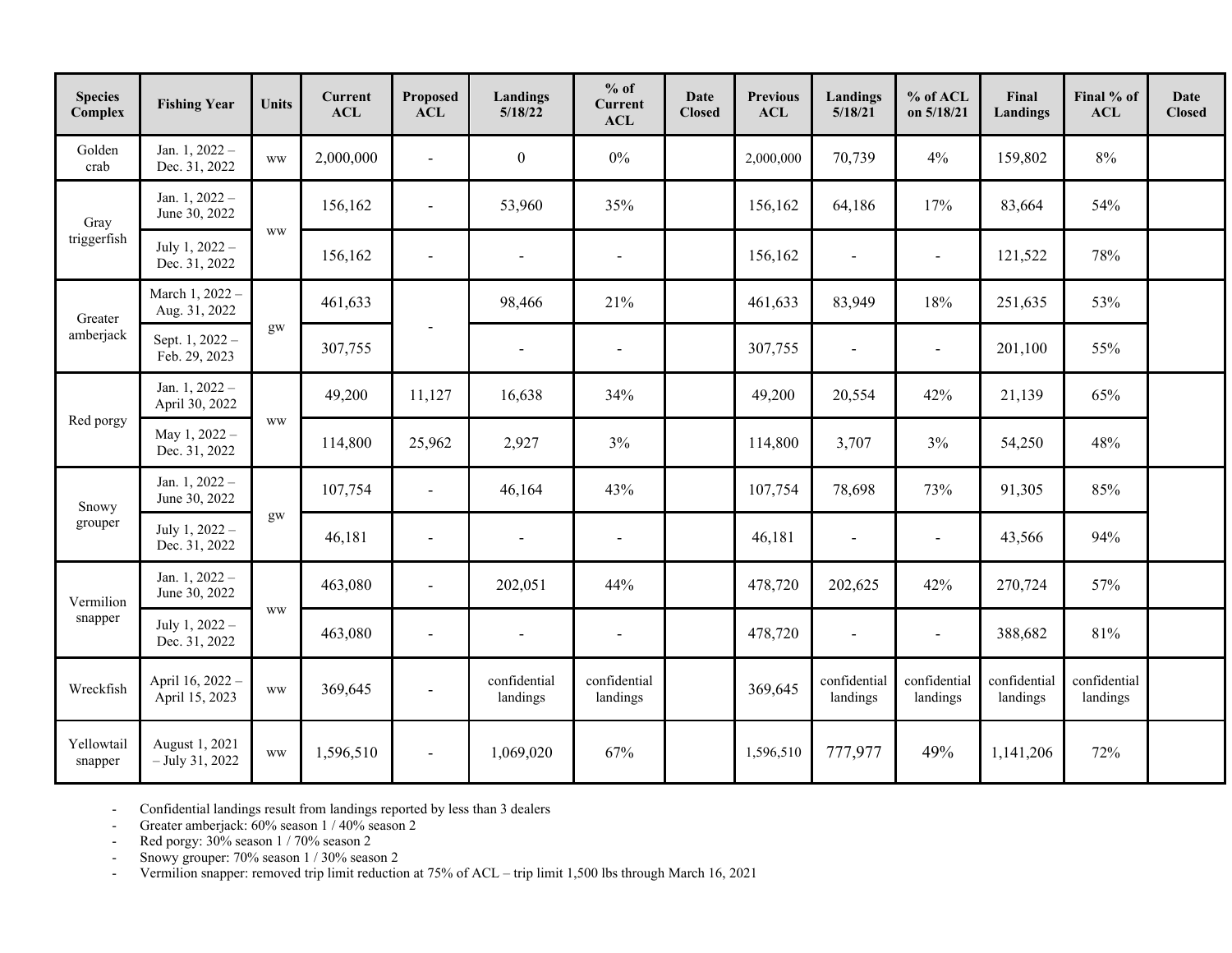| Species Complex | Fishing Year | Units | Current ACL | Proposed ACL | Landings 5/18/22 | % of Current ACL | Date Closed | Previous ACL | Landings 5/18/21 | % of ACL on 5/18/21 | Final Landings | Final % of ACL | Date Closed |
|---|---|---|---|---|---|---|---|---|---|---|---|---|---|
| Golden crab | Jan. 1, 2022 – Dec. 31, 2022 | ww | 2,000,000 | - | 0 | 0% | | 2,000,000 | 70,739 | 4% | 159,802 | 8% | |
| Gray triggerfish | Jan. 1, 2022 – June 30, 2022 | ww | 156,162 | - | 53,960 | 35% | | 156,162 | 64,186 | 17% | 83,664 | 54% | |
| | July 1, 2022 – Dec. 31, 2022 | | 156,162 | - | - | - | | 156,162 | - | - | 121,522 | 78% | |
| Greater amberjack | March 1, 2022 – Aug. 31, 2022 | gw | 461,633 | - | 98,466 | 21% | | 461,633 | 83,949 | 18% | 251,635 | 53% | |
| | Sept. 1, 2022 – Feb. 29, 2023 | | 307,755 | | - | - | | 307,755 | - | - | 201,100 | 55% | |
| Red porgy | Jan. 1, 2022 – April 30, 2022 | ww | 49,200 | 11,127 | 16,638 | 34% | | 49,200 | 20,554 | 42% | 21,139 | 65% | |
| | May 1, 2022 – Dec. 31, 2022 | | 114,800 | 25,962 | 2,927 | 3% | | 114,800 | 3,707 | 3% | 54,250 | 48% | |
| Snowy grouper | Jan. 1, 2022 – June 30, 2022 | gw | 107,754 | - | 46,164 | 43% | | 107,754 | 78,698 | 73% | 91,305 | 85% | |
| | July 1, 2022 – Dec. 31, 2022 | | 46,181 | - | - | - | | 46,181 | - | - | 43,566 | 94% | |
| Vermilion snapper | Jan. 1, 2022 – June 30, 2022 | ww | 463,080 | - | 202,051 | 44% | | 478,720 | 202,625 | 42% | 270,724 | 57% | |
| | July 1, 2022 – Dec. 31, 2022 | | 463,080 | - | - | - | | 478,720 | - | - | 388,682 | 81% | |
| Wreckfish | April 16, 2022 – April 15, 2023 | ww | 369,645 | - | confidential landings | confidential landings | | 369,645 | confidential landings | confidential landings | confidential landings | confidential landings | |
| Yellowtail snapper | August 1, 2021 – July 31, 2022 | ww | 1,596,510 | - | 1,069,020 | 67% | | 1,596,510 | 777,977 | 49% | 1,141,206 | 72% | |

- Confidential landings result from landings reported by less than 3 dealers
- Greater amberjack: 60% season 1 / 40% season 2
- Red porgy: 30% season 1 / 70% season 2
- Snowy grouper: 70% season 1 / 30% season 2
- Vermilion snapper: removed trip limit reduction at 75% of ACL – trip limit 1,500 lbs through March 16, 2021